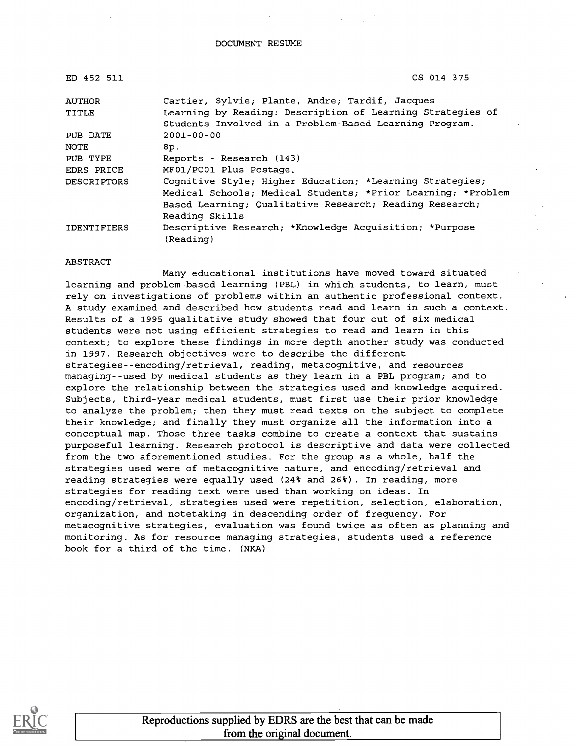DOCUMENT RESUME

| | |
|---|---|
| ED 452 511 | CS 014 375 |
| AUTHOR | Cartier, Sylvie; Plante, Andre; Tardif, Jacques |
| TITLE | Learning by Reading: Description of Learning Strategies of Students Involved in a Problem-Based Learning Program. |
| PUB DATE | 2001-00-00 |
| NOTE | 8p. |
| PUB TYPE | Reports - Research (143) |
| EDRS PRICE | MF01/PC01 Plus Postage. |
| DESCRIPTORS | Cognitive Style; Higher Education; *Learning Strategies; Medical Schools; Medical Students; *Prior Learning; *Problem Based Learning; Qualitative Research; Reading Research; Reading Skills |
| IDENTIFIERS | Descriptive Research; *Knowledge Acquisition; *Purpose (Reading) |

ABSTRACT

Many educational institutions have moved toward situated learning and problem-based learning (PBL) in which students, to learn, must rely on investigations of problems within an authentic professional context. A study examined and described how students read and learn in such a context. Results of a 1995 qualitative study showed that four out of six medical students were not using efficient strategies to read and learn in this context; to explore these findings in more depth another study was conducted in 1997. Research objectives were to describe the different strategies--encoding/retrieval, reading, metacognitive, and resources managing--used by medical students as they learn in a PBL program; and to explore the relationship between the strategies used and knowledge acquired. Subjects, third-year medical students, must first use their prior knowledge to analyze the problem; then they must read texts on the subject to complete their knowledge; and finally they must organize all the information into a conceptual map. Those three tasks combine to create a context that sustains purposeful learning. Research protocol is descriptive and data were collected from the two aforementioned studies. For the group as a whole, half the strategies used were of metacognitive nature, and encoding/retrieval and reading strategies were equally used (24% and 26%). In reading, more strategies for reading text were used than working on ideas. In encoding/retrieval, strategies used were repetition, selection, elaboration, organization, and notetaking in descending order of frequency. For metacognitive strategies, evaluation was found twice as often as planning and monitoring. As for resource managing strategies, students used a reference book for a third of the time. (NKA)

Reproductions supplied by EDRS are the best that can be made from the original document.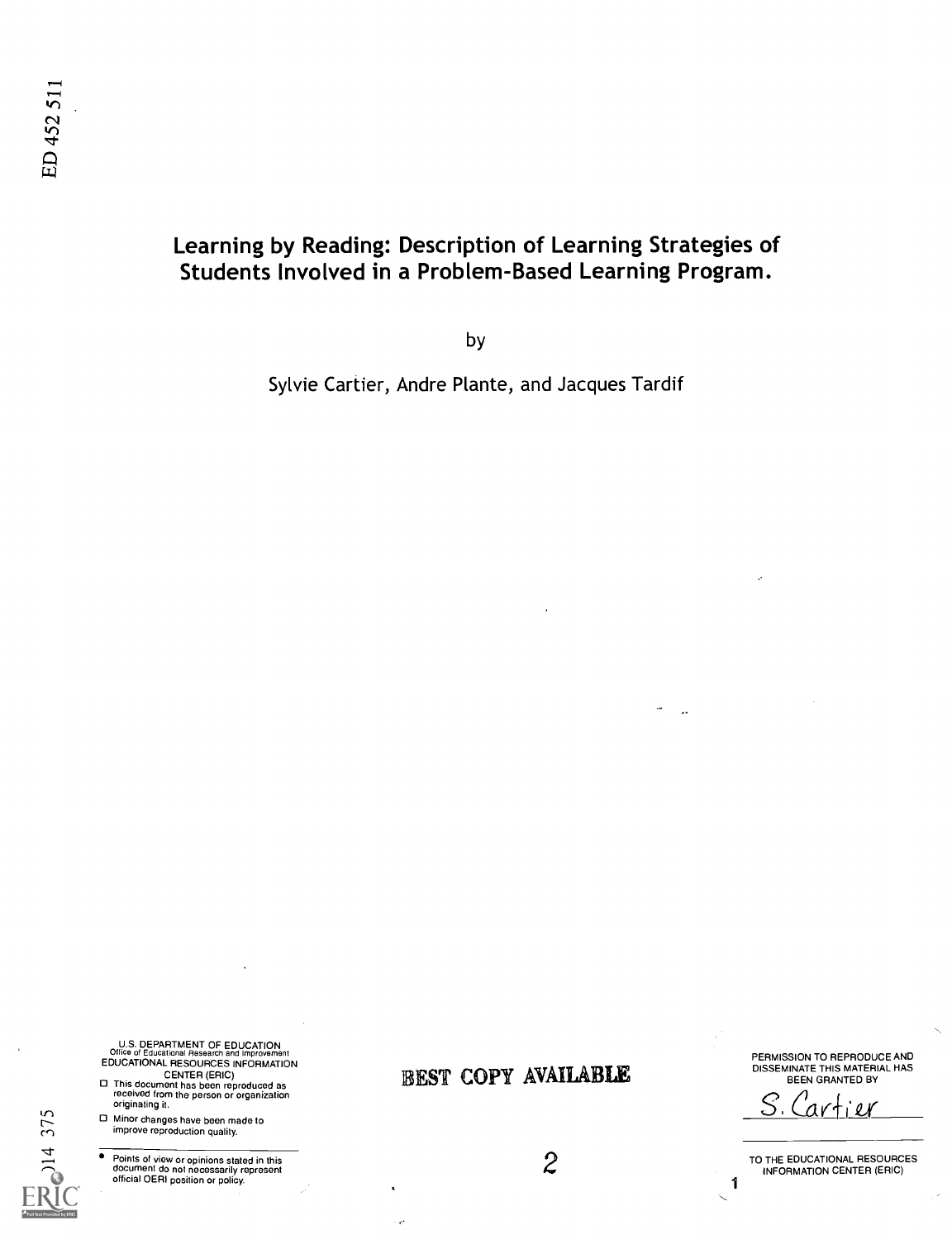ED 452 511

# Learning by Reading: Description of Learning Strategies of Students Involved in a Problem-Based Learning Program.

by

Sylvie Cartier, Andre Plante, and Jacques Tardif

U.S. DEPARTMENT OF EDUCATION
Office of Educational Research and Improvement
EDUCATIONAL RESOURCES INFORMATION CENTER (ERIC)

- This document has been reproduced as received from the person or organization originating it.
- Minor changes have been made to improve reproduction quality.

- Points of view or opinions stated in this document do not necessarily represent official OERI position or policy.

BEST COPY AVAILABLE

PERMISSION TO REPRODUCE AND DISSEMINATE THIS MATERIAL HAS BEEN GRANTED BY

S. Cartier

TO THE EDUCATIONAL RESOURCES INFORMATION CENTER (ERIC)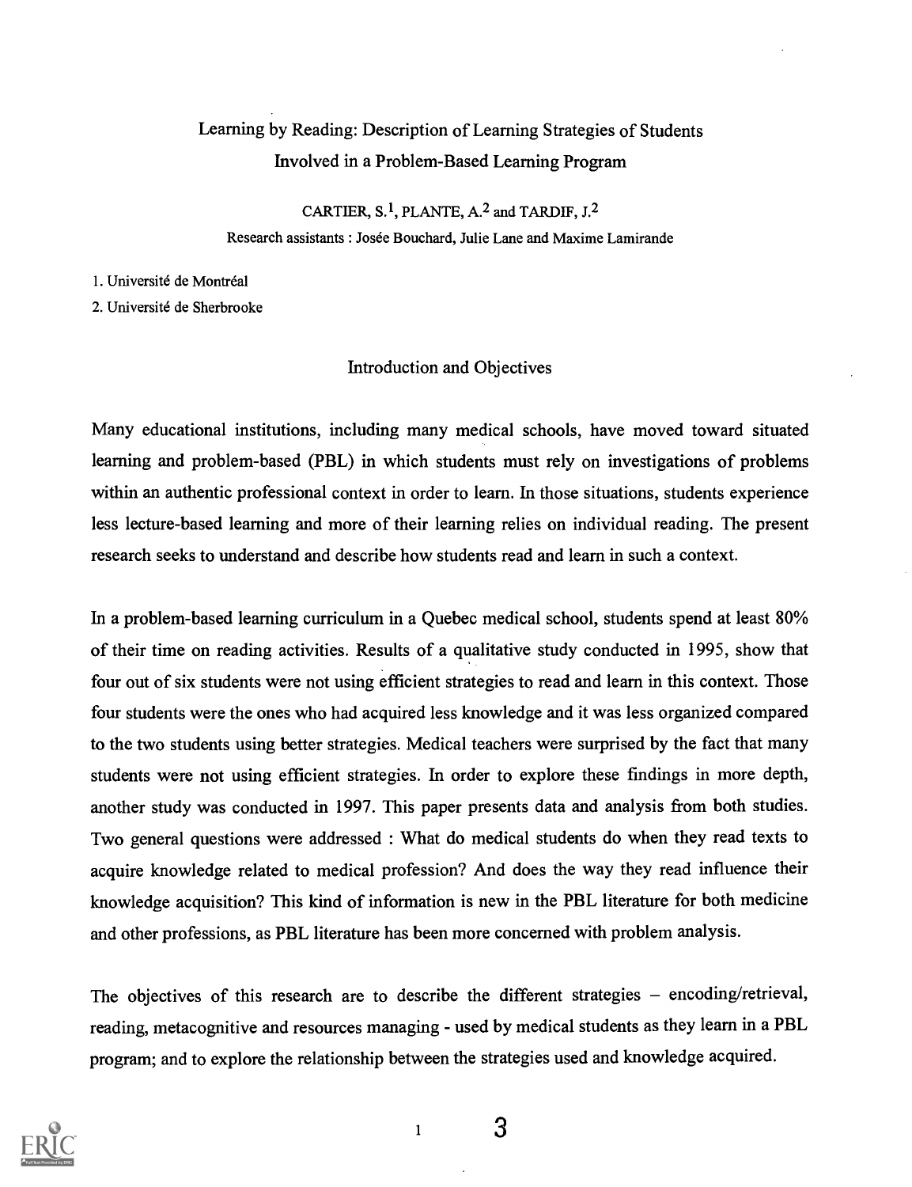# Learning by Reading: Description of Learning Strategies of Students Involved in a Problem-Based Learning Program

CARTIER, S.[1], PLANTE, A.[2] and TARDIF, J.[2]

Research assistants : Josée Bouchard, Julie Lane and Maxime Lamirande

1. Université de Montréal
2. Université de Sherbrooke

## Introduction and Objectives

Many educational institutions, including many medical schools, have moved toward situated learning and problem-based (PBL) in which students must rely on investigations of problems within an authentic professional context in order to learn. In those situations, students experience less lecture-based learning and more of their learning relies on individual reading. The present research seeks to understand and describe how students read and learn in such a context.

In a problem-based learning curriculum in a Quebec medical school, students spend at least 80% of their time on reading activities. Results of a qualitative study conducted in 1995, show that four out of six students were not using efficient strategies to read and learn in this context. Those four students were the ones who had acquired less knowledge and it was less organized compared to the two students using better strategies. Medical teachers were surprised by the fact that many students were not using efficient strategies. In order to explore these findings in more depth, another study was conducted in 1997. This paper presents data and analysis from both studies. Two general questions were addressed : What do medical students do when they read texts to acquire knowledge related to medical profession? And does the way they read influence their knowledge acquisition? This kind of information is new in the PBL literature for both medicine and other professions, as PBL literature has been more concerned with problem analysis.

The objectives of this research are to describe the different strategies – encoding/retrieval, reading, metacognitive and resources managing - used by medical students as they learn in a PBL program; and to explore the relationship between the strategies used and knowledge acquired.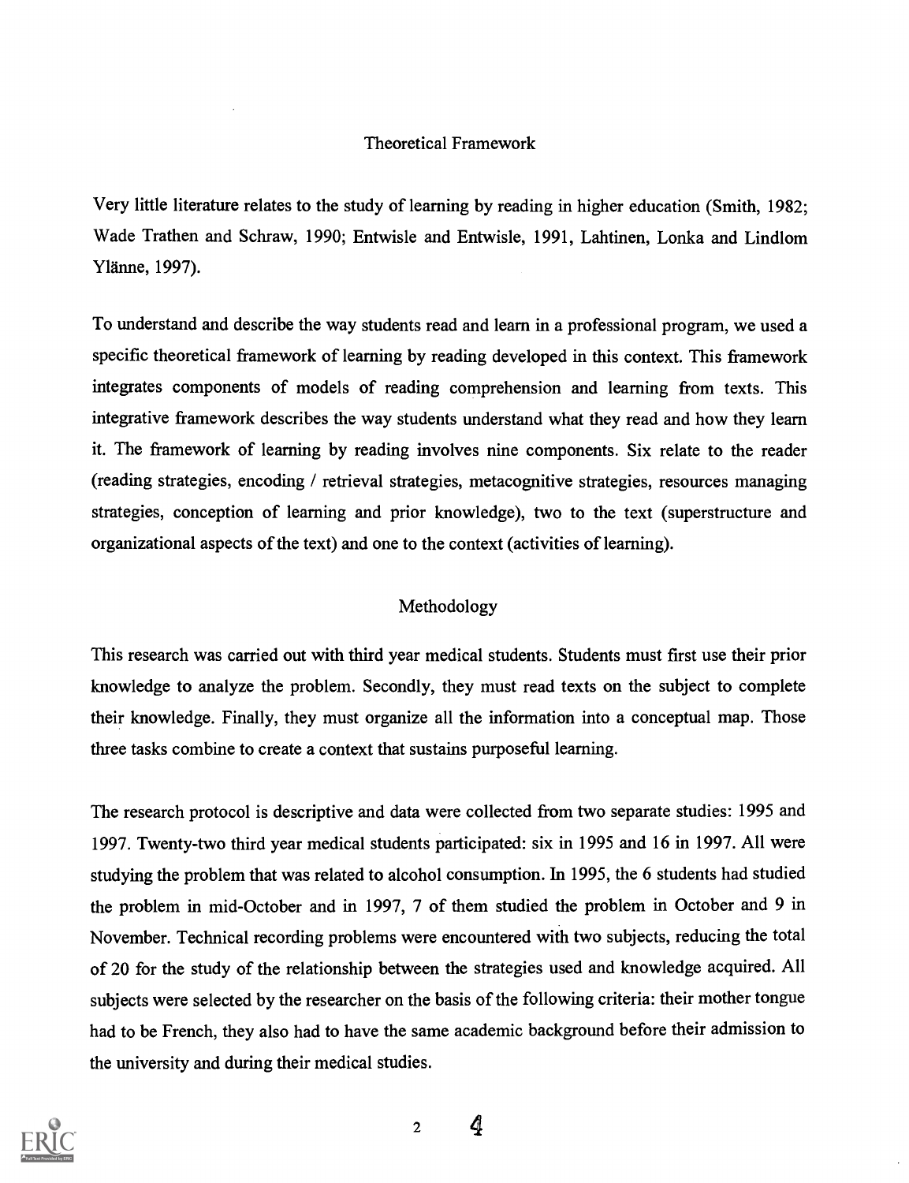## Theoretical Framework

Very little literature relates to the study of learning by reading in higher education (Smith, 1982; Wade Trathen and Schraw, 1990; Entwisle and Entwisle, 1991, Lahtinen, Lonka and Lindlom Ylänne, 1997).

To understand and describe the way students read and learn in a professional program, we used a specific theoretical framework of learning by reading developed in this context. This framework integrates components of models of reading comprehension and learning from texts. This integrative framework describes the way students understand what they read and how they learn it. The framework of learning by reading involves nine components. Six relate to the reader (reading strategies, encoding / retrieval strategies, metacognitive strategies, resources managing strategies, conception of learning and prior knowledge), two to the text (superstructure and organizational aspects of the text) and one to the context (activities of learning).

## Methodology

This research was carried out with third year medical students. Students must first use their prior knowledge to analyze the problem. Secondly, they must read texts on the subject to complete their knowledge. Finally, they must organize all the information into a conceptual map. Those three tasks combine to create a context that sustains purposeful learning.

The research protocol is descriptive and data were collected from two separate studies: 1995 and 1997. Twenty-two third year medical students participated: six in 1995 and 16 in 1997. All were studying the problem that was related to alcohol consumption. In 1995, the 6 students had studied the problem in mid-October and in 1997, 7 of them studied the problem in October and 9 in November. Technical recording problems were encountered with two subjects, reducing the total of 20 for the study of the relationship between the strategies used and knowledge acquired. All subjects were selected by the researcher on the basis of the following criteria: their mother tongue had to be French, they also had to have the same academic background before their admission to the university and during their medical studies.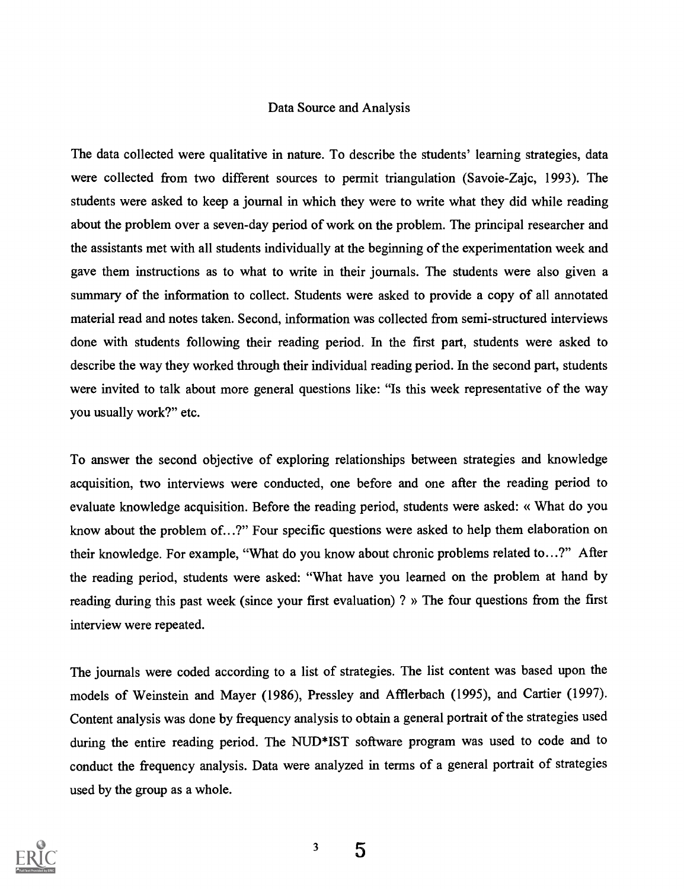## Data Source and Analysis

The data collected were qualitative in nature. To describe the students' learning strategies, data were collected from two different sources to permit triangulation (Savoie-Zajc, 1993). The students were asked to keep a journal in which they were to write what they did while reading about the problem over a seven-day period of work on the problem. The principal researcher and the assistants met with all students individually at the beginning of the experimentation week and gave them instructions as to what to write in their journals. The students were also given a summary of the information to collect. Students were asked to provide a copy of all annotated material read and notes taken. Second, information was collected from semi-structured interviews done with students following their reading period. In the first part, students were asked to describe the way they worked through their individual reading period. In the second part, students were invited to talk about more general questions like: "Is this week representative of the way you usually work?" etc.

To answer the second objective of exploring relationships between strategies and knowledge acquisition, two interviews were conducted, one before and one after the reading period to evaluate knowledge acquisition. Before the reading period, students were asked: « What do you know about the problem of...?" Four specific questions were asked to help them elaboration on their knowledge. For example, "What do you know about chronic problems related to...?" After the reading period, students were asked: "What have you learned on the problem at hand by reading during this past week (since your first evaluation) ? » The four questions from the first interview were repeated.

The journals were coded according to a list of strategies. The list content was based upon the models of Weinstein and Mayer (1986), Pressley and Afflerbach (1995), and Cartier (1997). Content analysis was done by frequency analysis to obtain a general portrait of the strategies used during the entire reading period. The NUD*IST software program was used to code and to conduct the frequency analysis. Data were analyzed in terms of a general portrait of strategies used by the group as a whole.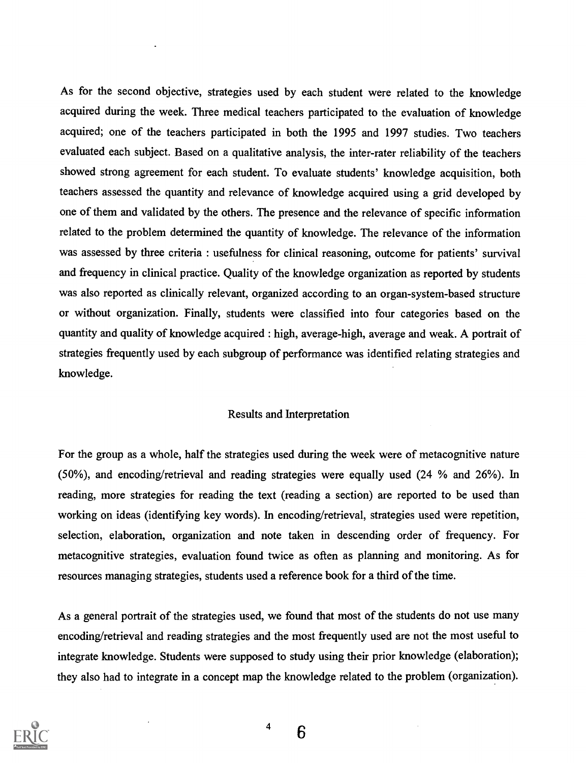As for the second objective, strategies used by each student were related to the knowledge acquired during the week. Three medical teachers participated to the evaluation of knowledge acquired; one of the teachers participated in both the 1995 and 1997 studies. Two teachers evaluated each subject. Based on a qualitative analysis, the inter-rater reliability of the teachers showed strong agreement for each student. To evaluate students' knowledge acquisition, both teachers assessed the quantity and relevance of knowledge acquired using a grid developed by one of them and validated by the others. The presence and the relevance of specific information related to the problem determined the quantity of knowledge. The relevance of the information was assessed by three criteria : usefulness for clinical reasoning, outcome for patients' survival and frequency in clinical practice. Quality of the knowledge organization as reported by students was also reported as clinically relevant, organized according to an organ-system-based structure or without organization. Finally, students were classified into four categories based on the quantity and quality of knowledge acquired : high, average-high, average and weak. A portrait of strategies frequently used by each subgroup of performance was identified relating strategies and knowledge.

## Results and Interpretation

For the group as a whole, half the strategies used during the week were of metacognitive nature (50%), and encoding/retrieval and reading strategies were equally used (24 % and 26%). In reading, more strategies for reading the text (reading a section) are reported to be used than working on ideas (identifying key words). In encoding/retrieval, strategies used were repetition, selection, elaboration, organization and note taken in descending order of frequency. For metacognitive strategies, evaluation found twice as often as planning and monitoring. As for resources managing strategies, students used a reference book for a third of the time.

As a general portrait of the strategies used, we found that most of the students do not use many encoding/retrieval and reading strategies and the most frequently used are not the most useful to integrate knowledge. Students were supposed to study using their prior knowledge (elaboration); they also had to integrate in a concept map the knowledge related to the problem (organization).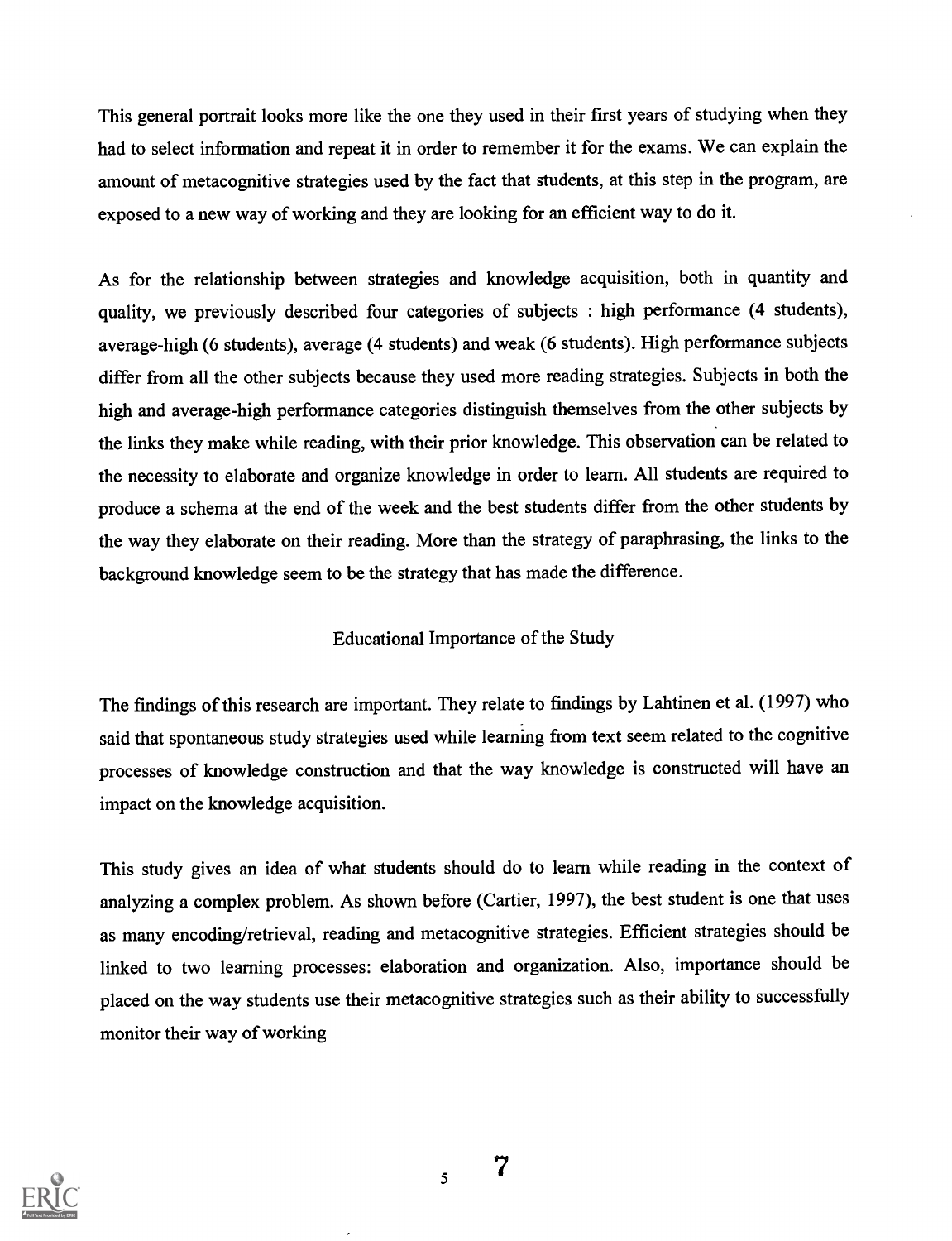This general portrait looks more like the one they used in their first years of studying when they had to select information and repeat it in order to remember it for the exams. We can explain the amount of metacognitive strategies used by the fact that students, at this step in the program, are exposed to a new way of working and they are looking for an efficient way to do it.

As for the relationship between strategies and knowledge acquisition, both in quantity and quality, we previously described four categories of subjects : high performance (4 students), average-high (6 students), average (4 students) and weak (6 students). High performance subjects differ from all the other subjects because they used more reading strategies. Subjects in both the high and average-high performance categories distinguish themselves from the other subjects by the links they make while reading, with their prior knowledge. This observation can be related to the necessity to elaborate and organize knowledge in order to learn. All students are required to produce a schema at the end of the week and the best students differ from the other students by the way they elaborate on their reading. More than the strategy of paraphrasing, the links to the background knowledge seem to be the strategy that has made the difference.

## Educational Importance of the Study

The findings of this research are important. They relate to findings by Lahtinen et al. (1997) who said that spontaneous study strategies used while learning from text seem related to the cognitive processes of knowledge construction and that the way knowledge is constructed will have an impact on the knowledge acquisition.

This study gives an idea of what students should do to learn while reading in the context of analyzing a complex problem. As shown before (Cartier, 1997), the best student is one that uses as many encoding/retrieval, reading and metacognitive strategies. Efficient strategies should be linked to two learning processes: elaboration and organization. Also, importance should be placed on the way students use their metacognitive strategies such as their ability to successfully monitor their way of working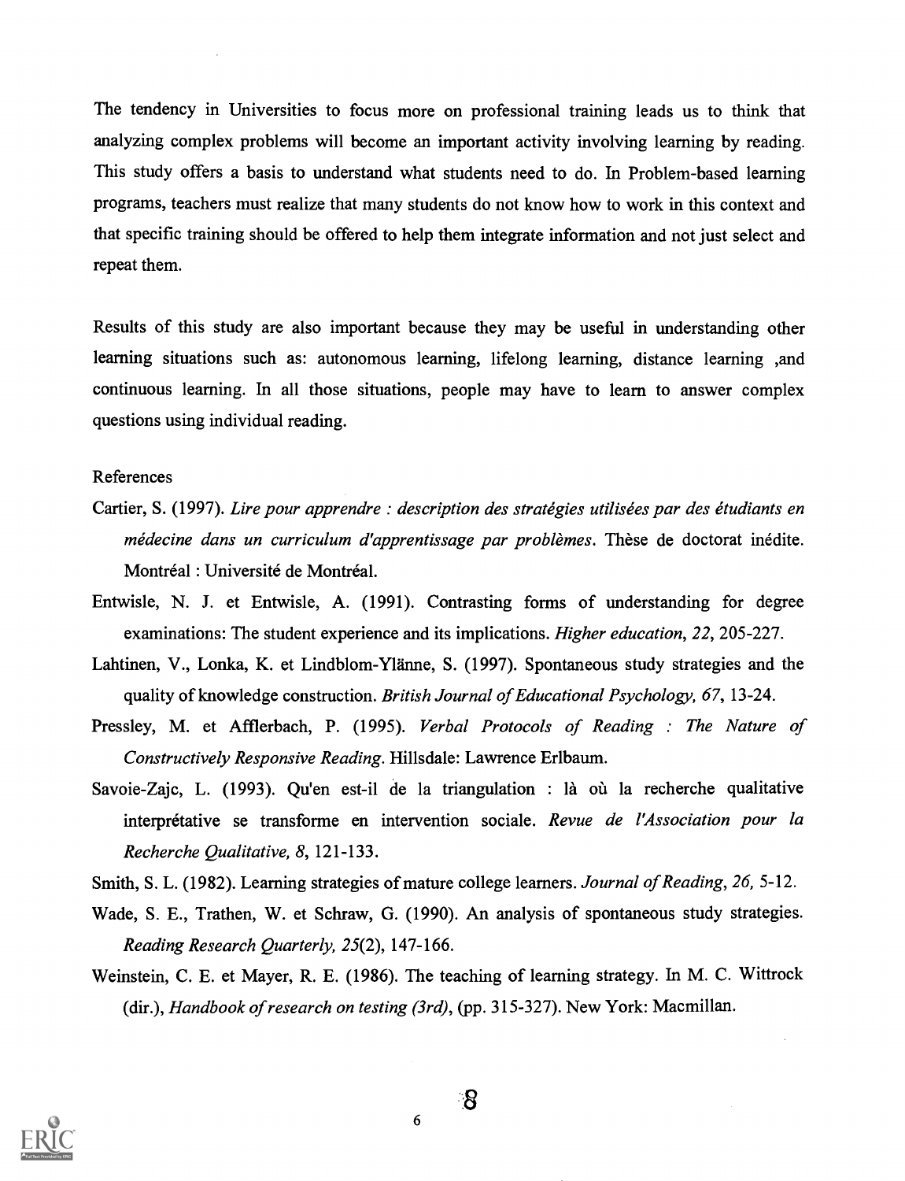The tendency in Universities to focus more on professional training leads us to think that analyzing complex problems will become an important activity involving learning by reading. This study offers a basis to understand what students need to do. In Problem-based learning programs, teachers must realize that many students do not know how to work in this context and that specific training should be offered to help them integrate information and not just select and repeat them.

Results of this study are also important because they may be useful in understanding other learning situations such as: autonomous learning, lifelong learning, distance learning ,and continuous learning. In all those situations, people may have to learn to answer complex questions using individual reading.

References

Cartier, S. (1997). *Lire pour apprendre : description des stratégies utilisées par des étudiants en médecine dans un curriculum d'apprentissage par problèmes*. Thèse de doctorat inédite. Montréal : Université de Montréal.

Entwisle, N. J. et Entwisle, A. (1991). Contrasting forms of understanding for degree examinations: The student experience and its implications. *Higher education, 22*, 205-227.

Lahtinen, V., Lonka, K. et Lindblom-Ylänne, S. (1997). Spontaneous study strategies and the quality of knowledge construction. *British Journal of Educational Psychology, 67*, 13-24.

Pressley, M. et Afflerbach, P. (1995). *Verbal Protocols of Reading : The Nature of Constructively Responsive Reading*. Hillsdale: Lawrence Erlbaum.

Savoie-Zajc, L. (1993). Qu'en est-il de la triangulation : là où la recherche qualitative interprétative se transforme en intervention sociale. *Revue de l'Association pour la Recherche Qualitative, 8*, 121-133.

Smith, S. L. (1982). Learning strategies of mature college learners. *Journal of Reading, 26*, 5-12.

Wade, S. E., Trathen, W. et Schraw, G. (1990). An analysis of spontaneous study strategies. *Reading Research Quarterly, 25*(2), 147-166.

Weinstein, C. E. et Mayer, R. E. (1986). The teaching of learning strategy. In M. C. Wittrock (dir.), *Handbook of research on testing (3rd)*, (pp. 315-327). New York: Macmillan.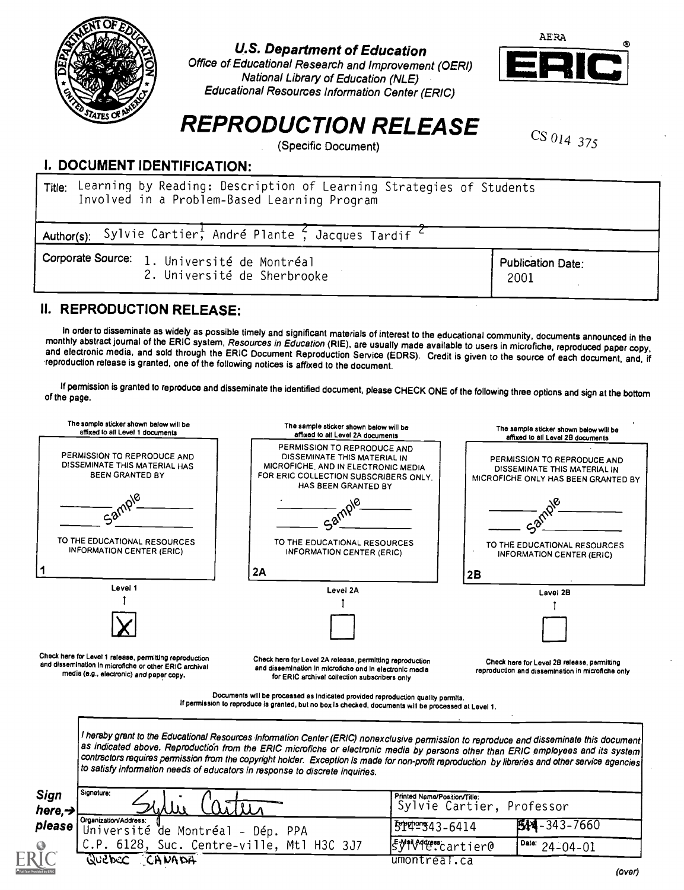U.S. Department of Education
Office of Educational Research and Improvement (OERI)
National Library of Education (NLE)
Educational Resources Information Center (ERIC)

AERA

ERIC

# REPRODUCTION RELEASE

(Specific Document)

CS 014 375

## I. DOCUMENT IDENTIFICATION:

| | |
|---|---|
| Title: Learning by Reading: Description of Learning Strategies of Students Involved in a Problem-Based Learning Program | |
| Author(s): Sylvie Cartier[1], André Plante[2], Jacques Tardif[2] | |
| Corporate Source: 1. Université de Montréal 2. Université de Sherbrooke | Publication Date: 2001 |

## II. REPRODUCTION RELEASE:

In order to disseminate as widely as possible timely and significant materials of interest to the educational community, documents announced in the monthly abstract journal of the ERIC system, *Resources in Education* (RIE), are usually made available to users in microfiche, reproduced paper copy, and electronic media, and sold through the ERIC Document Reproduction Service (EDRS). Credit is given to the source of each document, and, if reproduction release is granted, one of the following notices is affixed to the document.

If permission is granted to reproduce and disseminate the identified document, please CHECK ONE of the following three options and sign at the bottom of the page.

| The sample sticker shown below will be affixed to all Level 1 documents | The sample sticker shown below will be affixed to all Level 2A documents | The sample sticker shown below will be affixed to all Level 2B documents |
|---|---|---|
| PERMISSION TO REPRODUCE AND DISSEMINATE THIS MATERIAL HAS BEEN GRANTED BY | PERMISSION TO REPRODUCE AND DISSEMINATE THIS MATERIAL IN MICROFICHE, AND IN ELECTRONIC MEDIA FOR ERIC COLLECTION SUBSCRIBERS ONLY, HAS BEEN GRANTED BY | PERMISSION TO REPRODUCE AND DISSEMINATE THIS MATERIAL IN MICROFICHE ONLY HAS BEEN GRANTED BY |
| Sample | Sample | Sample |
| TO THE EDUCATIONAL RESOURCES INFORMATION CENTER (ERIC) | TO THE EDUCATIONAL RESOURCES INFORMATION CENTER (ERIC) | TO THE EDUCATIONAL RESOURCES INFORMATION CENTER (ERIC) |
| 1 | 2A | 2B |
| Level 1 | Level 2A | Level 2B |
| [X] | [ ] | [ ] |
| Check here for Level 1 release, permitting reproduction and dissemination in microfiche or other ERIC archival media (e.g., electronic) *and* paper copy. | Check here for Level 2A release, permitting reproduction and dissemination in microfiche and in electronic media for ERIC archival collection subscribers only | Check here for Level 2B release, permitting reproduction and dissemination in microfiche only |

Documents will be processed as indicated provided reproduction quality permits.
If permission to reproduce is granted, but no box is checked, documents will be processed at Level 1.

*I hereby grant to the Educational Resources Information Center (ERIC) nonexclusive permission to reproduce and disseminate this document as indicated above. Reproduction from the ERIC microfiche or electronic media by persons other than ERIC employees and its system contractors requires permission from the copyright holder. Exception is made for non-profit reproduction by libraries and other service agencies to satisfy information needs of educators in response to discrete inquiries.*

**Sign here, → please**

| | | |
|---|---|---|
| Signature: Sylvie Cartier | Printed Name/Position/Title: Sylvie Cartier, Professor | |
| Organization/Address: Université de Montréal - Dép. PPA C.P. 6128, Suc. Centre-ville, Mtl H3C 3J7 Québec CANADA | Telephone: 514-343-6414 | FAX: 514-343-7660 |
| | E-Mail Address: sylvie.cartier@umontreal.ca | Date: 24-04-01 |

(over)